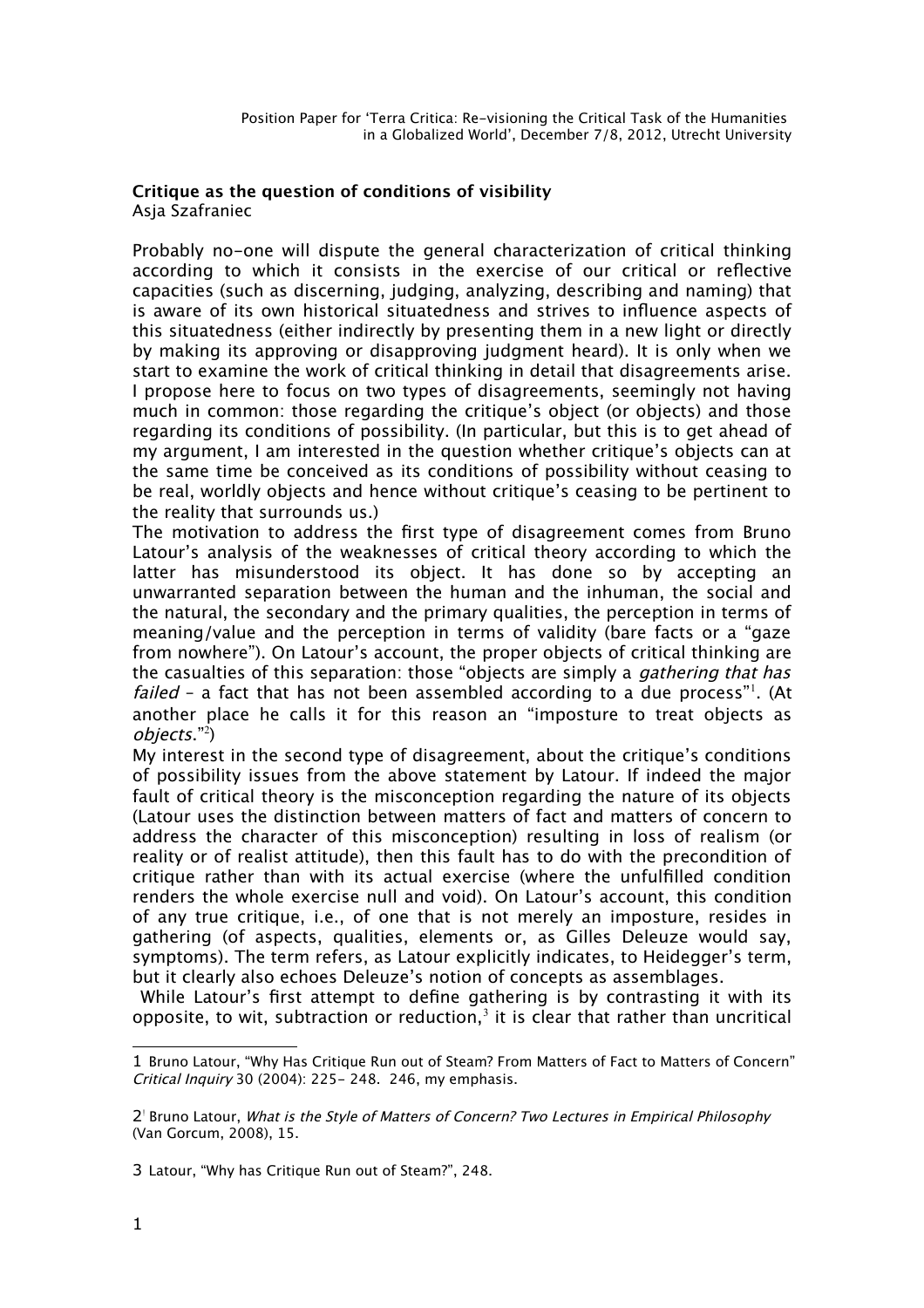Position Paper for 'Terra Critica: Re-visioning the Critical Task of the Humanities in a Globalized World', December 7/8, 2012, Utrecht University

**Critique as the question of conditions of visibility**

Asja Szafraniec

Probably no-one will dispute the general characterization of critical thinking according to which it consists in the exercise of our critical or reflective capacities (such as discerning, judging, analyzing, describing and naming) that is aware of its own historical situatedness and strives to influence aspects of this situatedness (either indirectly by presenting them in a new light or directly by making its approving or disapproving judgment heard). It is only when we start to examine the work of critical thinking in detail that disagreements arise. I propose here to focus on two types of disagreements, seemingly not having much in common: those regarding the critique's object (or objects) and those regarding its conditions of possibility. (In particular, but this is to get ahead of my argument, I am interested in the question whether critique's objects can at the same time be conceived as its conditions of possibility without ceasing to be real, worldly objects and hence without critique's ceasing to be pertinent to the reality that surrounds us.)

The motivation to address the first type of disagreement comes from Bruno Latour's analysis of the weaknesses of critical theory according to which the latter has misunderstood its object. It has done so by accepting an unwarranted separation between the human and the inhuman, the social and the natural, the secondary and the primary qualities, the perception in terms of meaning/value and the perception in terms of validity (bare facts or a "gaze from nowhere"). On Latour's account, the proper objects of critical thinking are the casualties of this separation: those "objects are simply a *gathering that has failed* – a fact that has not been assembled according to a due process"[1]. (At another place he calls it for this reason an "imposture to treat objects as *objects*."[2])

My interest in the second type of disagreement, about the critique's conditions of possibility issues from the above statement by Latour. If indeed the major fault of critical theory is the misconception regarding the nature of its objects (Latour uses the distinction between matters of fact and matters of concern to address the character of this misconception) resulting in loss of realism (or reality or of realist attitude), then this fault has to do with the precondition of critique rather than with its actual exercise (where the unfulfilled condition renders the whole exercise null and void). On Latour's account, this condition of any true critique, i.e., of one that is not merely an imposture, resides in gathering (of aspects, qualities, elements or, as Gilles Deleuze would say, symptoms). The term refers, as Latour explicitly indicates, to Heidegger's term, but it clearly also echoes Deleuze's notion of concepts as assemblages.

While Latour's first attempt to define gathering is by contrasting it with its opposite, to wit, subtraction or reduction,[3] it is clear that rather than uncritical

---

1 Bruno Latour, "Why Has Critique Run out of Steam? From Matters of Fact to Matters of Concern" *Critical Inquiry* 30 (2004): 225- 248. 246, my emphasis.

2 Bruno Latour, *What is the Style of Matters of Concern? Two Lectures in Empirical Philosophy* (Van Gorcum, 2008), 15.

3 Latour, "Why has Critique Run out of Steam?", 248.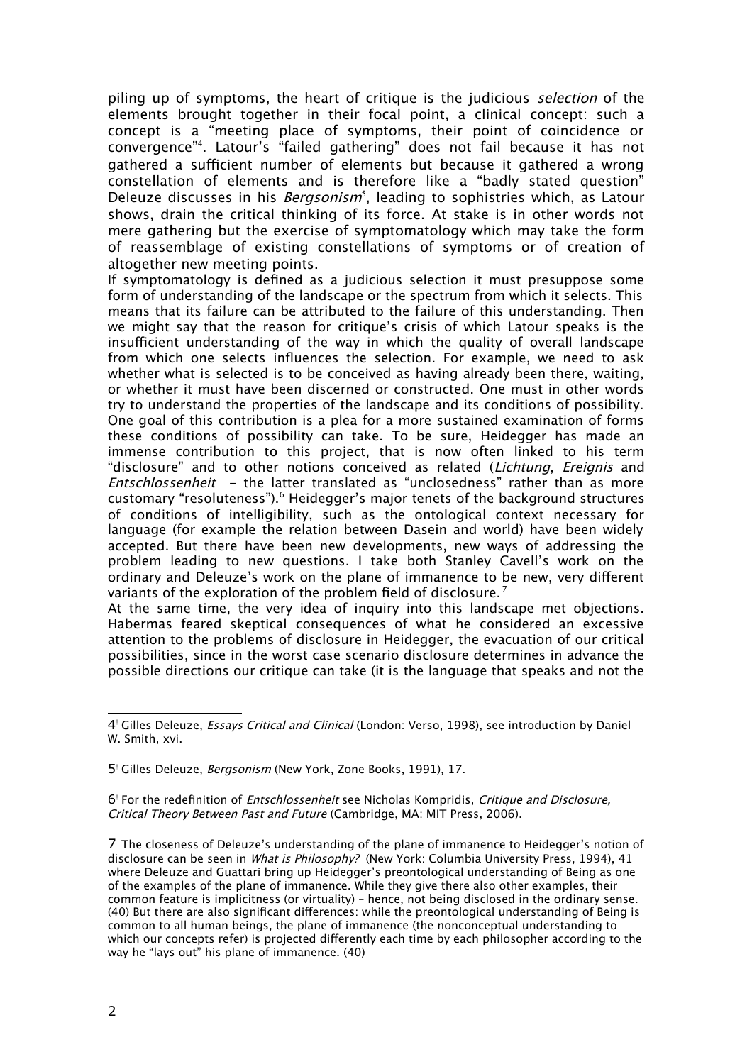piling up of symptoms, the heart of critique is the judicious *selection* of the elements brought together in their focal point, a clinical concept: such a concept is a "meeting place of symptoms, their point of coincidence or convergence"[4]. Latour's "failed gathering" does not fail because it has not gathered a sufficient number of elements but because it gathered a wrong constellation of elements and is therefore like a "badly stated question" Deleuze discusses in his *Bergsonism*[5], leading to sophistries which, as Latour shows, drain the critical thinking of its force. At stake is in other words not mere gathering but the exercise of symptomatology which may take the form of reassemblage of existing constellations of symptoms or of creation of altogether new meeting points.

If symptomatology is defined as a judicious selection it must presuppose some form of understanding of the landscape or the spectrum from which it selects. This means that its failure can be attributed to the failure of this understanding. Then we might say that the reason for critique's crisis of which Latour speaks is the insufficient understanding of the way in which the quality of overall landscape from which one selects influences the selection. For example, we need to ask whether what is selected is to be conceived as having already been there, waiting, or whether it must have been discerned or constructed. One must in other words try to understand the properties of the landscape and its conditions of possibility. One goal of this contribution is a plea for a more sustained examination of forms these conditions of possibility can take. To be sure, Heidegger has made an immense contribution to this project, that is now often linked to his term "disclosure" and to other notions conceived as related (*Lichtung*, *Ereignis* and *Entschlossenheit* – the latter translated as "unclosedness" rather than as more customary "resoluteness").[6] Heidegger's major tenets of the background structures of conditions of intelligibility, such as the ontological context necessary for language (for example the relation between Dasein and world) have been widely accepted. But there have been new developments, new ways of addressing the problem leading to new questions. I take both Stanley Cavell's work on the ordinary and Deleuze's work on the plane of immanence to be new, very different variants of the exploration of the problem field of disclosure.[7]

At the same time, the very idea of inquiry into this landscape met objections. Habermas feared skeptical consequences of what he considered an excessive attention to the problems of disclosure in Heidegger, the evacuation of our critical possibilities, since in the worst case scenario disclosure determines in advance the possible directions our critique can take (it is the language that speaks and not the

---

4 Gilles Deleuze, *Essays Critical and Clinical* (London: Verso, 1998), see introduction by Daniel W. Smith, xvi.

5 Gilles Deleuze, *Bergsonism* (New York, Zone Books, 1991), 17.

6 For the redefinition of *Entschlossenheit* see Nicholas Kompridis, *Critique and Disclosure, Critical Theory Between Past and Future* (Cambridge, MA: MIT Press, 2006).

7 The closeness of Deleuze's understanding of the plane of immanence to Heidegger's notion of disclosure can be seen in *What is Philosophy?* (New York: Columbia University Press, 1994), 41 where Deleuze and Guattari bring up Heidegger's preontological understanding of Being as one of the examples of the plane of immanence. While they give there also other examples, their common feature is implicitness (or virtuality) – hence, not being disclosed in the ordinary sense. (40) But there are also significant differences: while the preontological understanding of Being is common to all human beings, the plane of immanence (the nonconceptual understanding to which our concepts refer) is projected differently each time by each philosopher according to the way he "lays out" his plane of immanence. (40)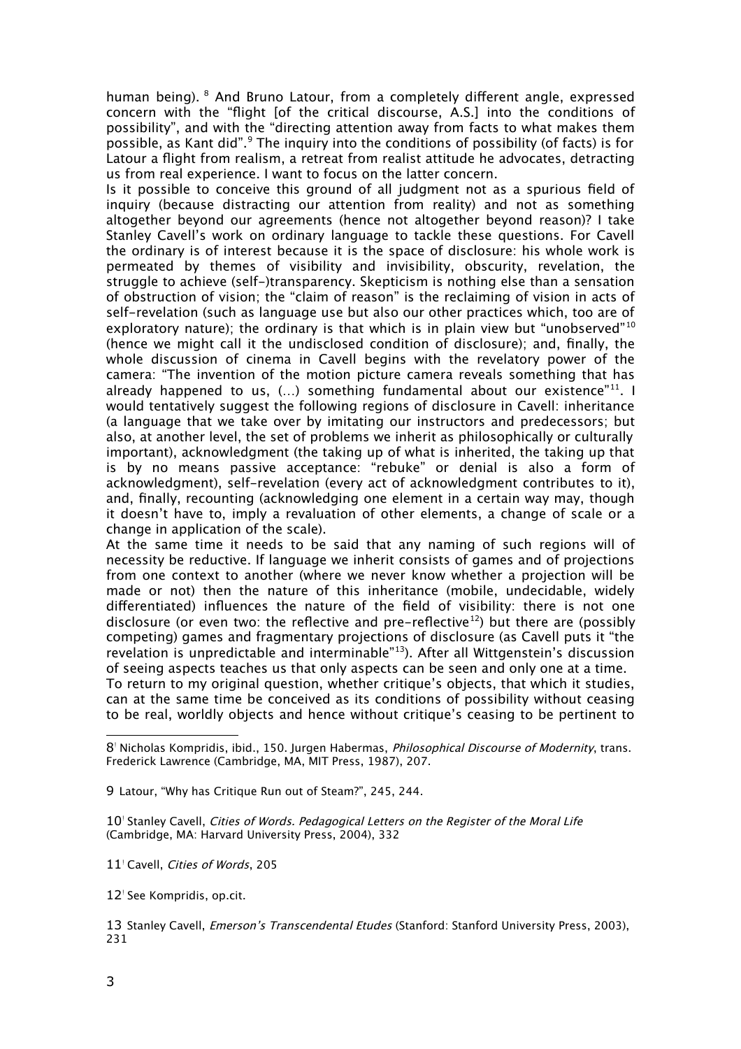human being).[8] And Bruno Latour, from a completely different angle, expressed concern with the "flight [of the critical discourse, A.S.] into the conditions of possibility", and with the "directing attention away from facts to what makes them possible, as Kant did".[9] The inquiry into the conditions of possibility (of facts) is for Latour a flight from realism, a retreat from realist attitude he advocates, detracting us from real experience. I want to focus on the latter concern.

Is it possible to conceive this ground of all judgment not as a spurious field of inquiry (because distracting our attention from reality) and not as something altogether beyond our agreements (hence not altogether beyond reason)? I take Stanley Cavell's work on ordinary language to tackle these questions. For Cavell the ordinary is of interest because it is the space of disclosure: his whole work is permeated by themes of visibility and invisibility, obscurity, revelation, the struggle to achieve (self-)transparency. Skepticism is nothing else than a sensation of obstruction of vision; the "claim of reason" is the reclaiming of vision in acts of self-revelation (such as language use but also our other practices which, too are of exploratory nature); the ordinary is that which is in plain view but "unobserved"[10] (hence we might call it the undisclosed condition of disclosure); and, finally, the whole discussion of cinema in Cavell begins with the revelatory power of the camera: "The invention of the motion picture camera reveals something that has already happened to us, (…) something fundamental about our existence"[11]. I would tentatively suggest the following regions of disclosure in Cavell: inheritance (a language that we take over by imitating our instructors and predecessors; but also, at another level, the set of problems we inherit as philosophically or culturally important), acknowledgment (the taking up of what is inherited, the taking up that is by no means passive acceptance: "rebuke" or denial is also a form of acknowledgment), self-revelation (every act of acknowledgment contributes to it), and, finally, recounting (acknowledging one element in a certain way may, though it doesn't have to, imply a revaluation of other elements, a change of scale or a change in application of the scale).

At the same time it needs to be said that any naming of such regions will of necessity be reductive. If language we inherit consists of games and of projections from one context to another (where we never know whether a projection will be made or not) then the nature of this inheritance (mobile, undecidable, widely differentiated) influences the nature of the field of visibility: there is not one disclosure (or even two: the reflective and pre-reflective[12]) but there are (possibly competing) games and fragmentary projections of disclosure (as Cavell puts it "the revelation is unpredictable and interminable"[13]). After all Wittgenstein's discussion of seeing aspects teaches us that only aspects can be seen and only one at a time.

To return to my original question, whether critique's objects, that which it studies, can at the same time be conceived as its conditions of possibility without ceasing to be real, worldly objects and hence without critique's ceasing to be pertinent to

---

8 Nicholas Kompridis, ibid., 150. Jurgen Habermas, *Philosophical Discourse of Modernity*, trans. Frederick Lawrence (Cambridge, MA, MIT Press, 1987), 207.

9 Latour, "Why has Critique Run out of Steam?", 245, 244.

10 Stanley Cavell, *Cities of Words. Pedagogical Letters on the Register of the Moral Life* (Cambridge, MA: Harvard University Press, 2004), 332

11 Cavell, *Cities of Words*, 205

12 See Kompridis, op.cit.

13 Stanley Cavell, *Emerson's Transcendental Etudes* (Stanford: Stanford University Press, 2003), 231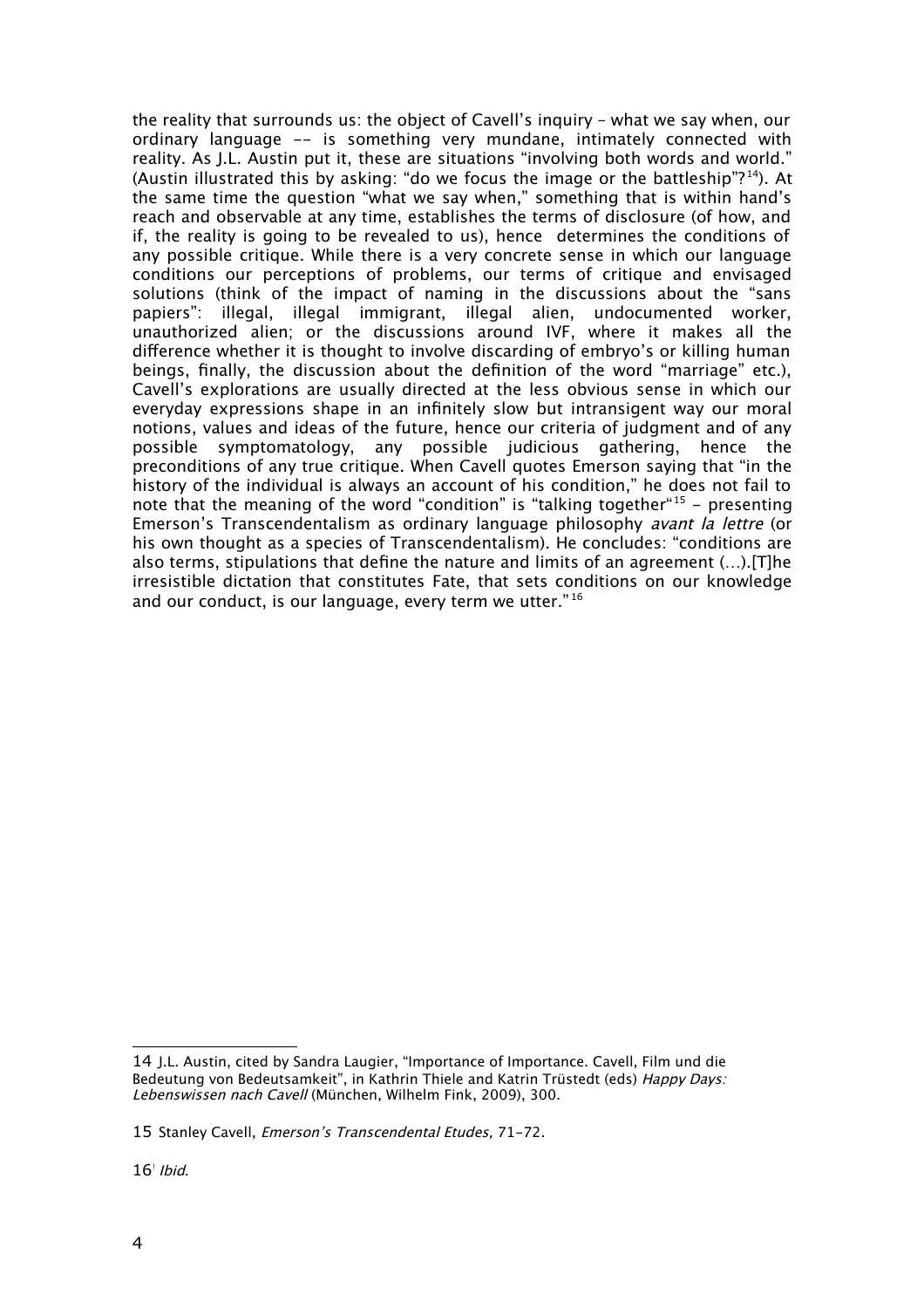the reality that surrounds us: the object of Cavell's inquiry – what we say when, our ordinary language -- is something very mundane, intimately connected with reality. As J.L. Austin put it, these are situations "involving both words and world." (Austin illustrated this by asking: "do we focus the image or the battleship"?[14]). At the same time the question "what we say when," something that is within hand's reach and observable at any time, establishes the terms of disclosure (of how, and if, the reality is going to be revealed to us), hence determines the conditions of any possible critique. While there is a very concrete sense in which our language conditions our perceptions of problems, our terms of critique and envisaged solutions (think of the impact of naming in the discussions about the "sans papiers": illegal, illegal immigrant, illegal alien, undocumented worker, unauthorized alien; or the discussions around IVF, where it makes all the difference whether it is thought to involve discarding of embryo's or killing human beings, finally, the discussion about the definition of the word "marriage" etc.), Cavell's explorations are usually directed at the less obvious sense in which our everyday expressions shape in an infinitely slow but intransigent way our moral notions, values and ideas of the future, hence our criteria of judgment and of any possible symptomatology, any possible judicious gathering, hence the preconditions of any true critique. When Cavell quotes Emerson saying that "in the history of the individual is always an account of his condition," he does not fail to note that the meaning of the word "condition" is "talking together"[15] – presenting Emerson's Transcendentalism as ordinary language philosophy *avant la lettre* (or his own thought as a species of Transcendentalism). He concludes: "conditions are also terms, stipulations that define the nature and limits of an agreement (…).[T]he irresistible dictation that constitutes Fate, that sets conditions on our knowledge and our conduct, is our language, every term we utter."[16]

---

14 J.L. Austin, cited by Sandra Laugier, "Importance of Importance. Cavell, Film und die Bedeutung von Bedeutsamkeit", in Kathrin Thiele and Katrin Trüstedt (eds) *Happy Days: Lebenswissen nach Cavell* (München, Wilhelm Fink, 2009), 300.

15 Stanley Cavell, *Emerson's Transcendental Etudes,* 71-72.

16 *Ibid.*